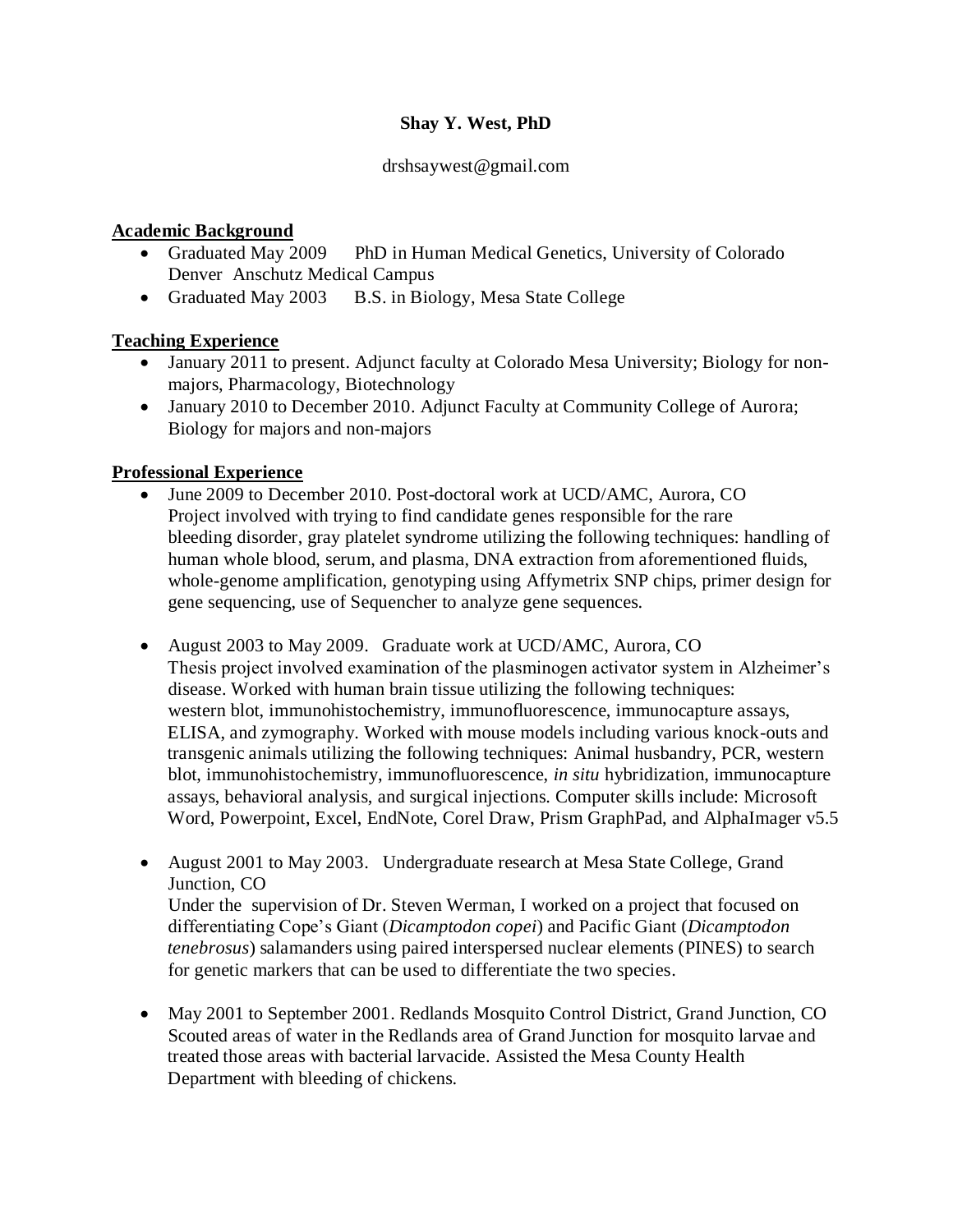**Shay Y. West, PhD**

drshsaywest@gmail.com

## Academic Background

- Graduated May 2009 PhD in Human Medical Genetics, University of Colorado Denver Anschutz Medical Campus
- Graduated May 2003 B.S. in Biology, Mesa State College

## Teaching Experience

- January 2011 to present. Adjunct faculty at Colorado Mesa University; Biology for non-majors, Pharmacology, Biotechnology
- January 2010 to December 2010. Adjunct Faculty at Community College of Aurora; Biology for majors and non-majors

## Professional Experience

- June 2009 to December 2010. Post-doctoral work at UCD/AMC, Aurora, CO
  Project involved with trying to find candidate genes responsible for the rare bleeding disorder, gray platelet syndrome utilizing the following techniques: handling of human whole blood, serum, and plasma, DNA extraction from aforementioned fluids, whole-genome amplification, genotyping using Affymetrix SNP chips, primer design for gene sequencing, use of Sequencher to analyze gene sequences.

- August 2003 to May 2009. Graduate work at UCD/AMC, Aurora, CO
  Thesis project involved examination of the plasminogen activator system in Alzheimer's disease. Worked with human brain tissue utilizing the following techniques: western blot, immunohistochemistry, immunofluorescence, immunocapture assays, ELISA, and zymography. Worked with mouse models including various knock-outs and transgenic animals utilizing the following techniques: Animal husbandry, PCR, western blot, immunohistochemistry, immunofluorescence, *in situ* hybridization, immunocapture assays, behavioral analysis, and surgical injections. Computer skills include: Microsoft Word, Powerpoint, Excel, EndNote, Corel Draw, Prism GraphPad, and AlphaImager v5.5

- August 2001 to May 2003. Undergraduate research at Mesa State College, Grand Junction, CO
  Under the supervision of Dr. Steven Werman, I worked on a project that focused on differentiating Cope's Giant (*Dicamptodon copei*) and Pacific Giant (*Dicamptodon tenebrosus*) salamanders using paired interspersed nuclear elements (PINES) to search for genetic markers that can be used to differentiate the two species.

- May 2001 to September 2001. Redlands Mosquito Control District, Grand Junction, CO
  Scouted areas of water in the Redlands area of Grand Junction for mosquito larvae and treated those areas with bacterial larvacide. Assisted the Mesa County Health Department with bleeding of chickens.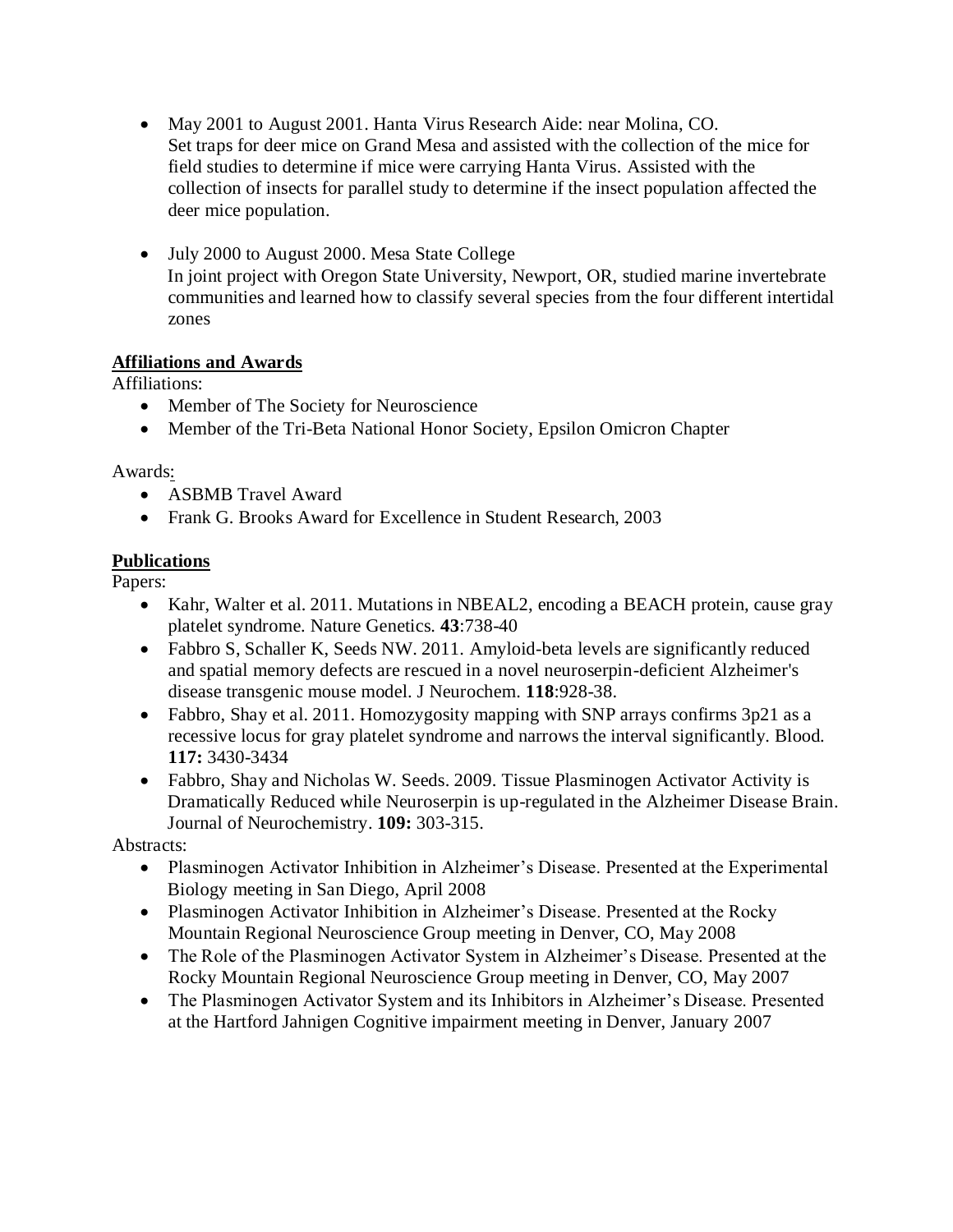- May 2001 to August 2001. Hanta Virus Research Aide: near Molina, CO.
  Set traps for deer mice on Grand Mesa and assisted with the collection of the mice for field studies to determine if mice were carrying Hanta Virus. Assisted with the collection of insects for parallel study to determine if the insect population affected the deer mice population.

- July 2000 to August 2000. Mesa State College
  In joint project with Oregon State University, Newport, OR, studied marine invertebrate communities and learned how to classify several species from the four different intertidal zones

## Affiliations and Awards

Affiliations:

- Member of The Society for Neuroscience
- Member of the Tri-Beta National Honor Society, Epsilon Omicron Chapter

Awards:

- ASBMB Travel Award
- Frank G. Brooks Award for Excellence in Student Research, 2003

## Publications

Papers:

- Kahr, Walter et al. 2011. Mutations in NBEAL2, encoding a BEACH protein, cause gray platelet syndrome. Nature Genetics. **43**:738-40
- Fabbro S, Schaller K, Seeds NW. 2011. Amyloid-beta levels are significantly reduced and spatial memory defects are rescued in a novel neuroserpin-deficient Alzheimer's disease transgenic mouse model. J Neurochem. **118**:928-38.
- Fabbro, Shay et al. 2011. Homozygosity mapping with SNP arrays confirms 3p21 as a recessive locus for gray platelet syndrome and narrows the interval significantly. Blood. **117:** 3430-3434
- Fabbro, Shay and Nicholas W. Seeds. 2009. Tissue Plasminogen Activator Activity is Dramatically Reduced while Neuroserpin is up-regulated in the Alzheimer Disease Brain. Journal of Neurochemistry. **109:** 303-315.

Abstracts:

- Plasminogen Activator Inhibition in Alzheimer's Disease. Presented at the Experimental Biology meeting in San Diego, April 2008
- Plasminogen Activator Inhibition in Alzheimer's Disease. Presented at the Rocky Mountain Regional Neuroscience Group meeting in Denver, CO, May 2008
- The Role of the Plasminogen Activator System in Alzheimer's Disease. Presented at the Rocky Mountain Regional Neuroscience Group meeting in Denver, CO, May 2007
- The Plasminogen Activator System and its Inhibitors in Alzheimer's Disease. Presented at the Hartford Jahnigen Cognitive impairment meeting in Denver, January 2007